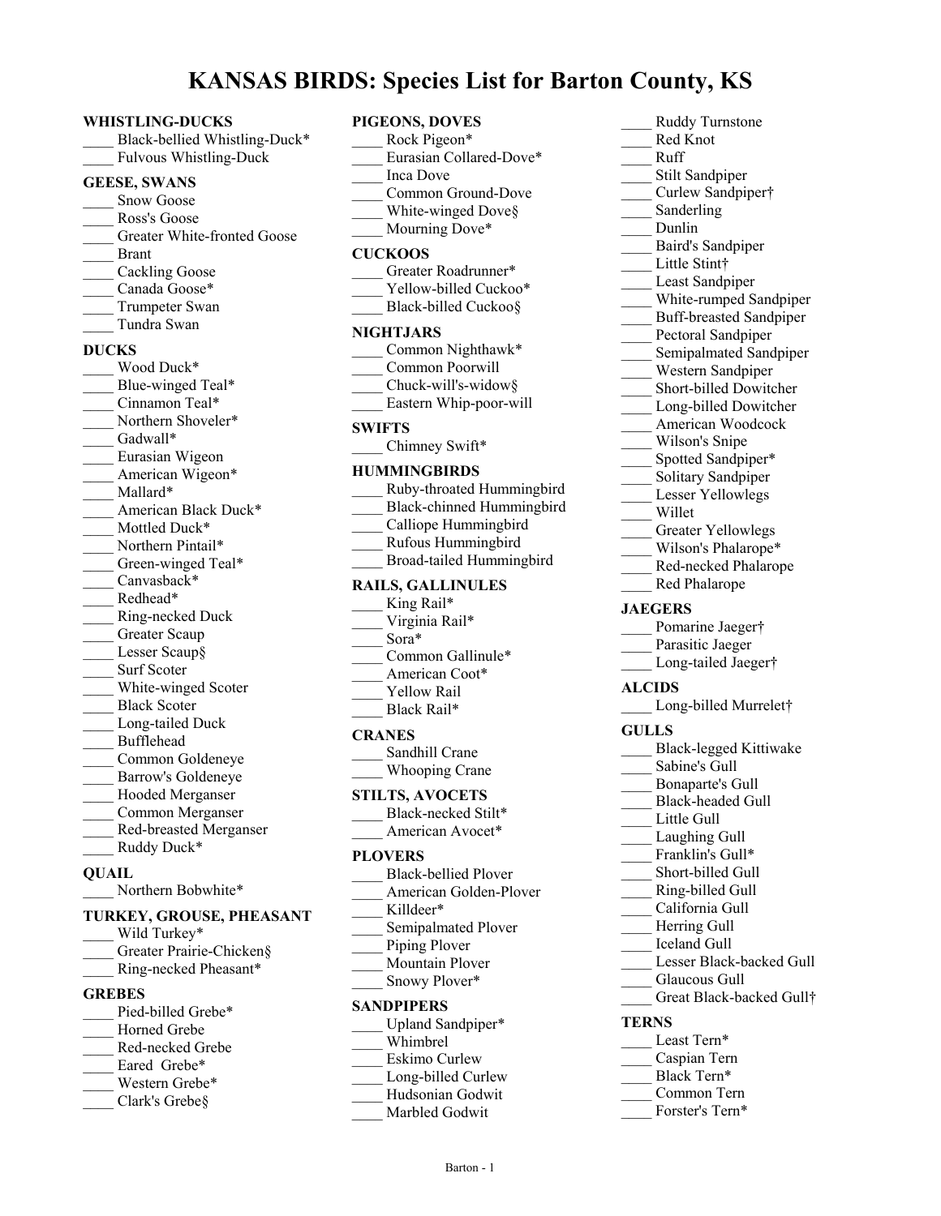# KANSAS BIRDS: Species List for Barton County, KS

### WHISTLING-DUCKS
____ Black-bellied Whistling-Duck*
____ Fulvous Whistling-Duck

### GEESE, SWANS
____ Snow Goose
____ Ross's Goose
____ Greater White-fronted Goose
____ Brant
____ Cackling Goose
____ Canada Goose*
____ Trumpeter Swan
____ Tundra Swan

### DUCKS
____ Wood Duck*
____ Blue-winged Teal*
____ Cinnamon Teal*
____ Northern Shoveler*
____ Gadwall*
____ Eurasian Wigeon
____ American Wigeon*
____ Mallard*
____ American Black Duck*
____ Mottled Duck*
____ Northern Pintail*
____ Green-winged Teal*
____ Canvasback*
____ Redhead*
____ Ring-necked Duck
____ Greater Scaup
____ Lesser Scaup§
____ Surf Scoter
____ White-winged Scoter
____ Black Scoter
____ Long-tailed Duck
____ Bufflehead
____ Common Goldeneye
____ Barrow's Goldeneye
____ Hooded Merganser
____ Common Merganser
____ Red-breasted Merganser
____ Ruddy Duck*

### QUAIL
____ Northern Bobwhite*

### TURKEY, GROUSE, PHEASANT
____ Wild Turkey*
____ Greater Prairie-Chicken§
____ Ring-necked Pheasant*

### GREBES
____ Pied-billed Grebe*
____ Horned Grebe
____ Red-necked Grebe
____ Eared Grebe*
____ Western Grebe*
____ Clark's Grebe§

### PIGEONS, DOVES
____ Rock Pigeon*
____ Eurasian Collared-Dove*
____ Inca Dove
____ Common Ground-Dove
____ White-winged Dove§
____ Mourning Dove*

### CUCKOOS
____ Greater Roadrunner*
____ Yellow-billed Cuckoo*
____ Black-billed Cuckoo§

### NIGHTJARS
____ Common Nighthawk*
____ Common Poorwill
____ Chuck-will's-widow§
____ Eastern Whip-poor-will

### SWIFTS
____ Chimney Swift*

### HUMMINGBIRDS
____ Ruby-throated Hummingbird
____ Black-chinned Hummingbird
____ Calliope Hummingbird
____ Rufous Hummingbird
____ Broad-tailed Hummingbird

### RAILS, GALLINULES
____ King Rail*
____ Virginia Rail*
____ Sora*
____ Common Gallinule*
____ American Coot*
____ Yellow Rail
____ Black Rail*

### CRANES
____ Sandhill Crane
____ Whooping Crane

### STILTS, AVOCETS
____ Black-necked Stilt*
____ American Avocet*

### PLOVERS
____ Black-bellied Plover
____ American Golden-Plover
____ Killdeer*
____ Semipalmated Plover
____ Piping Plover
____ Mountain Plover
____ Snowy Plover*

### SANDPIPERS
____ Upland Sandpiper*
____ Whimbrel
____ Eskimo Curlew
____ Long-billed Curlew
____ Hudsonian Godwit
____ Marbled Godwit
____ Ruddy Turnstone
____ Red Knot
____ Ruff
____ Stilt Sandpiper
____ Curlew Sandpiper†
____ Sanderling
____ Dunlin
____ Baird's Sandpiper
____ Little Stint†
____ Least Sandpiper
____ White-rumped Sandpiper
____ Buff-breasted Sandpiper
____ Pectoral Sandpiper
____ Semipalmated Sandpiper
____ Western Sandpiper
____ Short-billed Dowitcher
____ Long-billed Dowitcher
____ American Woodcock
____ Wilson's Snipe
____ Spotted Sandpiper*
____ Solitary Sandpiper
____ Lesser Yellowlegs
____ Willet
____ Greater Yellowlegs
____ Wilson's Phalarope*
____ Red-necked Phalarope
____ Red Phalarope

### JAEGERS
____ Pomarine Jaeger†
____ Parasitic Jaeger
____ Long-tailed Jaeger†

### ALCIDS
____ Long-billed Murrelet†

### GULLS
____ Black-legged Kittiwake
____ Sabine's Gull
____ Bonaparte's Gull
____ Black-headed Gull
____ Little Gull
____ Laughing Gull
____ Franklin's Gull*
____ Short-billed Gull
____ Ring-billed Gull
____ California Gull
____ Herring Gull
____ Iceland Gull
____ Lesser Black-backed Gull
____ Glaucous Gull
____ Great Black-backed Gull†

### TERNS
____ Least Tern*
____ Caspian Tern
____ Black Tern*
____ Common Tern
____ Forster's Tern*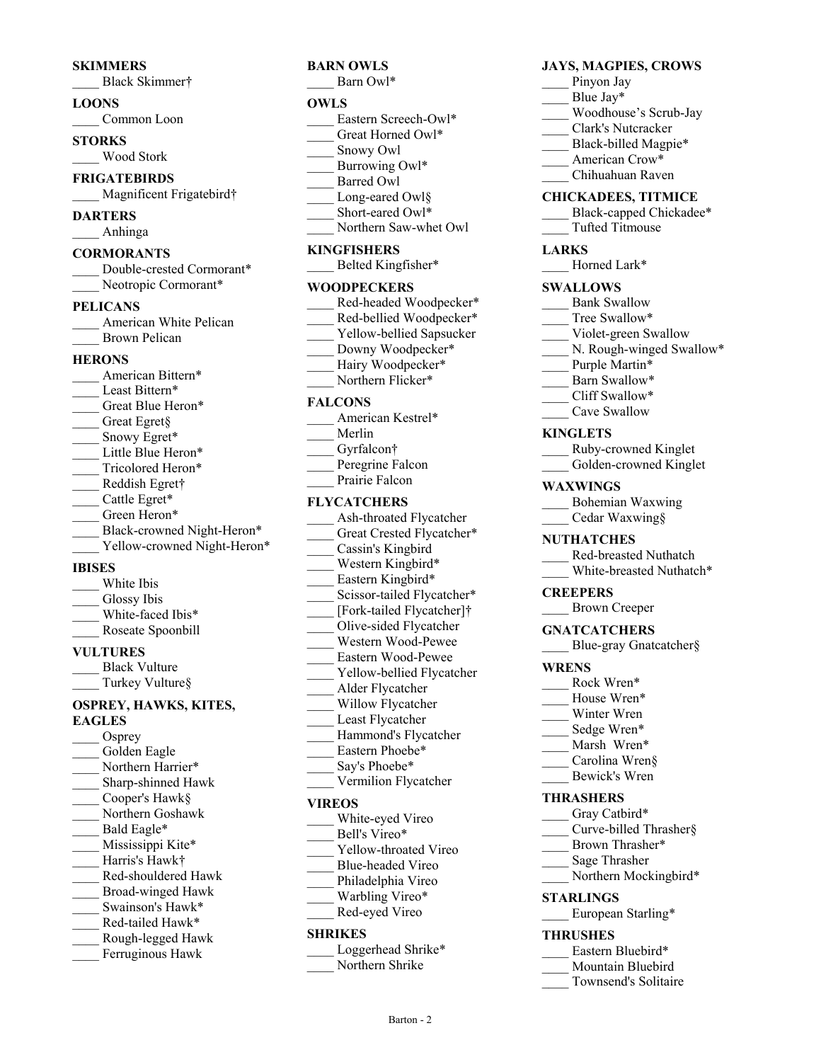## SKIMMERS
____ Black Skimmer†

## LOONS
____ Common Loon

## STORKS
____ Wood Stork

## FRIGATEBIRDS
____ Magnificent Frigatebird†

## DARTERS
____ Anhinga

## CORMORANTS
____ Double-crested Cormorant*
____ Neotropic Cormorant*

## PELICANS
____ American White Pelican
____ Brown Pelican

## HERONS
____ American Bittern*
____ Least Bittern*
____ Great Blue Heron*
____ Great Egret§
____ Snowy Egret*
____ Little Blue Heron*
____ Tricolored Heron*
____ Reddish Egret†
____ Cattle Egret*
____ Green Heron*
____ Black-crowned Night-Heron*
____ Yellow-crowned Night-Heron*

## IBISES
____ White Ibis
____ Glossy Ibis
____ White-faced Ibis*
____ Roseate Spoonbill

## VULTURES
____ Black Vulture
____ Turkey Vulture§

## OSPREY, HAWKS, KITES, EAGLES
____ Osprey
____ Golden Eagle
____ Northern Harrier*
____ Sharp-shinned Hawk
____ Cooper's Hawk§
____ Northern Goshawk
____ Bald Eagle*
____ Mississippi Kite*
____ Harris's Hawk†
____ Red-shouldered Hawk
____ Broad-winged Hawk
____ Swainson's Hawk*
____ Red-tailed Hawk*
____ Rough-legged Hawk
____ Ferruginous Hawk

## BARN OWLS
____ Barn Owl*

## OWLS
____ Eastern Screech-Owl*
____ Great Horned Owl*
____ Snowy Owl
____ Burrowing Owl*
____ Barred Owl
____ Long-eared Owl§
____ Short-eared Owl*
____ Northern Saw-whet Owl

## KINGFISHERS
____ Belted Kingfisher*

## WOODPECKERS
____ Red-headed Woodpecker*
____ Red-bellied Woodpecker*
____ Yellow-bellied Sapsucker
____ Downy Woodpecker*
____ Hairy Woodpecker*
____ Northern Flicker*

## FALCONS
____ American Kestrel*
____ Merlin
____ Gyrfalcon†
____ Peregrine Falcon
____ Prairie Falcon

## FLYCATCHERS
____ Ash-throated Flycatcher
____ Great Crested Flycatcher*
____ Cassin's Kingbird
____ Western Kingbird*
____ Eastern Kingbird*
____ Scissor-tailed Flycatcher*
____ [Fork-tailed Flycatcher]†
____ Olive-sided Flycatcher
____ Western Wood-Pewee
____ Eastern Wood-Pewee
____ Yellow-bellied Flycatcher
____ Alder Flycatcher
____ Willow Flycatcher
____ Least Flycatcher
____ Hammond's Flycatcher
____ Eastern Phoebe*
____ Say's Phoebe*
____ Vermilion Flycatcher

## VIREOS
____ White-eyed Vireo
____ Bell's Vireo*
____ Yellow-throated Vireo
____ Blue-headed Vireo
____ Philadelphia Vireo
____ Warbling Vireo*
____ Red-eyed Vireo

## SHRIKES
____ Loggerhead Shrike*
____ Northern Shrike

## JAYS, MAGPIES, CROWS
____ Pinyon Jay
____ Blue Jay*
____ Woodhouse's Scrub-Jay
____ Clark's Nutcracker
____ Black-billed Magpie*
____ American Crow*
____ Chihuahuan Raven

## CHICKADEES, TITMICE
____ Black-capped Chickadee*
____ Tufted Titmouse

## LARKS
____ Horned Lark*

## SWALLOWS
____ Bank Swallow
____ Tree Swallow*
____ Violet-green Swallow
____ N. Rough-winged Swallow*
____ Purple Martin*
____ Barn Swallow*
____ Cliff Swallow*
____ Cave Swallow

## KINGLETS
____ Ruby-crowned Kinglet
____ Golden-crowned Kinglet

## WAXWINGS
____ Bohemian Waxwing
____ Cedar Waxwing§

## NUTHATCHES
____ Red-breasted Nuthatch
____ White-breasted Nuthatch*

## CREEPERS
____ Brown Creeper

## GNATCATCHERS
____ Blue-gray Gnatcatcher§

## WRENS
____ Rock Wren*
____ House Wren*
____ Winter Wren
____ Sedge Wren*
____ Marsh Wren*
____ Carolina Wren§
____ Bewick's Wren

## THRASHERS
____ Gray Catbird*
____ Curve-billed Thrasher§
____ Brown Thrasher*
____ Sage Thrasher
____ Northern Mockingbird*

## STARLINGS
____ European Starling*

## THRUSHES
____ Eastern Bluebird*
____ Mountain Bluebird
____ Townsend's Solitaire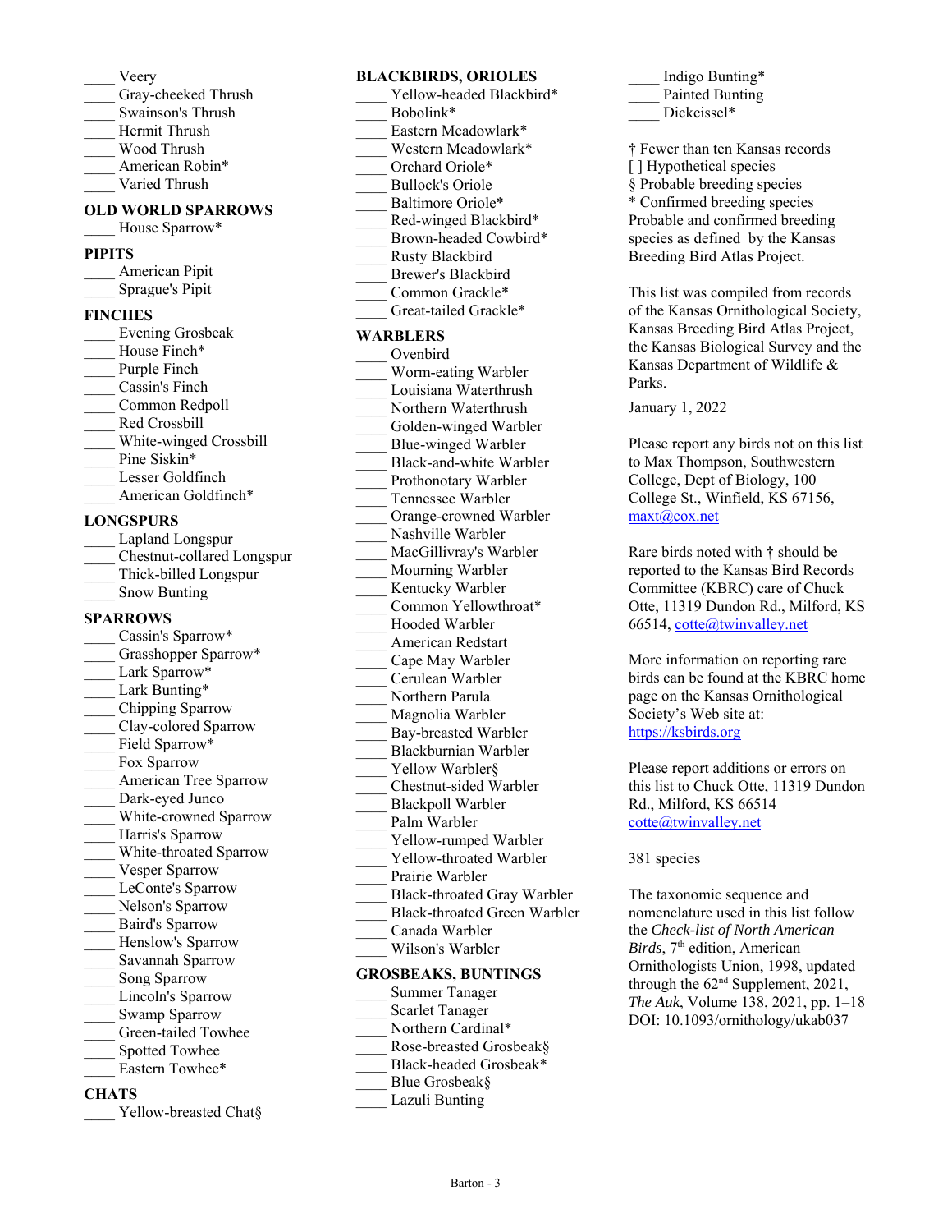____ Veery
____ Gray-cheeked Thrush
____ Swainson's Thrush
____ Hermit Thrush
____ Wood Thrush
____ American Robin*
____ Varied Thrush

## OLD WORLD SPARROWS

____ House Sparrow*

## PIPITS

____ American Pipit
____ Sprague's Pipit

## FINCHES

____ Evening Grosbeak
____ House Finch*
____ Purple Finch
____ Cassin's Finch
____ Common Redpoll
____ Red Crossbill
____ White-winged Crossbill
____ Pine Siskin*
____ Lesser Goldfinch
____ American Goldfinch*

## LONGSPURS

____ Lapland Longspur
____ Chestnut-collared Longspur
____ Thick-billed Longspur
____ Snow Bunting

## SPARROWS

____ Cassin's Sparrow*
____ Grasshopper Sparrow*
____ Lark Sparrow*
____ Lark Bunting*
____ Chipping Sparrow
____ Clay-colored Sparrow
____ Field Sparrow*
____ Fox Sparrow
____ American Tree Sparrow
____ Dark-eyed Junco
____ White-crowned Sparrow
____ Harris's Sparrow
____ White-throated Sparrow
____ Vesper Sparrow
____ LeConte's Sparrow
____ Nelson's Sparrow
____ Baird's Sparrow
____ Henslow's Sparrow
____ Savannah Sparrow
____ Song Sparrow
____ Lincoln's Sparrow
____ Swamp Sparrow
____ Green-tailed Towhee
____ Spotted Towhee
____ Eastern Towhee*

## CHATS

____ Yellow-breasted Chat§

## BLACKBIRDS, ORIOLES

____ Yellow-headed Blackbird*
____ Bobolink*
____ Eastern Meadowlark*
____ Western Meadowlark*
____ Orchard Oriole*
____ Bullock's Oriole
____ Baltimore Oriole*
____ Red-winged Blackbird*
____ Brown-headed Cowbird*
____ Rusty Blackbird
____ Brewer's Blackbird
____ Common Grackle*
____ Great-tailed Grackle*

## WARBLERS

____ Ovenbird
____ Worm-eating Warbler
____ Louisiana Waterthrush
____ Northern Waterthrush
____ Golden-winged Warbler
____ Blue-winged Warbler
____ Black-and-white Warbler
____ Prothonotary Warbler
____ Tennessee Warbler
____ Orange-crowned Warbler
____ Nashville Warbler
____ MacGillivray's Warbler
____ Mourning Warbler
____ Kentucky Warbler
____ Common Yellowthroat*
____ Hooded Warbler
____ American Redstart
____ Cape May Warbler
____ Cerulean Warbler
____ Northern Parula
____ Magnolia Warbler
____ Bay-breasted Warbler
____ Blackburnian Warbler
____ Yellow Warbler§
____ Chestnut-sided Warbler
____ Blackpoll Warbler
____ Palm Warbler
____ Yellow-rumped Warbler
____ Yellow-throated Warbler
____ Prairie Warbler
____ Black-throated Gray Warbler
____ Black-throated Green Warbler
____ Canada Warbler
____ Wilson's Warbler

## GROSBEAKS, BUNTINGS

____ Summer Tanager
____ Scarlet Tanager
____ Northern Cardinal*
____ Rose-breasted Grosbeak§
____ Black-headed Grosbeak*
____ Blue Grosbeak§
____ Lazuli Bunting
____ Indigo Bunting*
____ Painted Bunting
____ Dickcissel*

† Fewer than ten Kansas records
[ ] Hypothetical species
§ Probable breeding species
* Confirmed breeding species
Probable and confirmed breeding species as defined by the Kansas Breeding Bird Atlas Project.

This list was compiled from records of the Kansas Ornithological Society, Kansas Breeding Bird Atlas Project, the Kansas Biological Survey and the Kansas Department of Wildlife & Parks.

January 1, 2022

Please report any birds not on this list to Max Thompson, Southwestern College, Dept of Biology, 100 College St., Winfield, KS 67156, maxt@cox.net

Rare birds noted with † should be reported to the Kansas Bird Records Committee (KBRC) care of Chuck Otte, 11319 Dundon Rd., Milford, KS 66514, cotte@twinvalley.net

More information on reporting rare birds can be found at the KBRC home page on the Kansas Ornithological Society's Web site at: https://ksbirds.org

Please report additions or errors on this list to Chuck Otte, 11319 Dundon Rd., Milford, KS 66514 cotte@twinvalley.net

381 species

The taxonomic sequence and nomenclature used in this list follow the *Check-list of North American Birds*, 7th edition, American Ornithologists Union, 1998, updated through the 62nd Supplement, 2021, *The Auk*, Volume 138, 2021, pp. 1–18 DOI: 10.1093/ornithology/ukab037